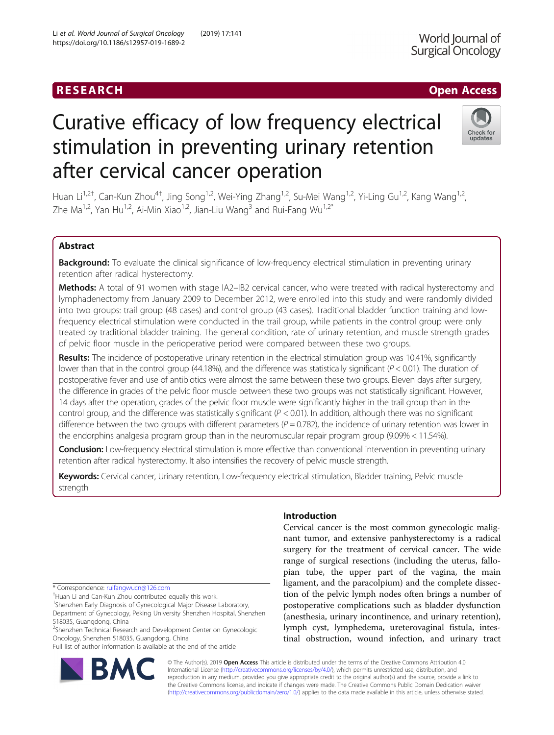RESEARCH Open Access

# Curative efficacy of low frequency electrical stimulation in preventing urinary retention after cervical cancer operation

Huan Li[1,2†], Can-Kun Zhou[4†], Jing Song[1,2], Wei-Ying Zhang[1,2], Su-Mei Wang[1,2], Yi-Ling Gu[1,2], Kang Wang[1,2], Zhe Ma[1,2], Yan Hu[1,2], Ai-Min Xiao[1,2], Jian-Liu Wang[3] and Rui-Fang Wu[1,2*]

## Abstract

**Background:** To evaluate the clinical significance of low-frequency electrical stimulation in preventing urinary retention after radical hysterectomy.

**Methods:** A total of 91 women with stage IA2–IB2 cervical cancer, who were treated with radical hysterectomy and lymphadenectomy from January 2009 to December 2012, were enrolled into this study and were randomly divided into two groups: trail group (48 cases) and control group (43 cases). Traditional bladder function training and low-frequency electrical stimulation were conducted in the trail group, while patients in the control group were only treated by traditional bladder training. The general condition, rate of urinary retention, and muscle strength grades of pelvic floor muscle in the perioperative period were compared between these two groups.

**Results:** The incidence of postoperative urinary retention in the electrical stimulation group was 10.41%, significantly lower than that in the control group (44.18%), and the difference was statistically significant ($P < 0.01$). The duration of postoperative fever and use of antibiotics were almost the same between these two groups. Eleven days after surgery, the difference in grades of the pelvic floor muscle between these two groups was not statistically significant. However, 14 days after the operation, grades of the pelvic floor muscle were significantly higher in the trail group than in the control group, and the difference was statistically significant ($P < 0.01$). In addition, although there was no significant difference between the two groups with different parameters ($P = 0.782$), the incidence of urinary retention was lower in the endorphins analgesia program group than in the neuromuscular repair program group (9.09% < 11.54%).

**Conclusion:** Low-frequency electrical stimulation is more effective than conventional intervention in preventing urinary retention after radical hysterectomy. It also intensifies the recovery of pelvic muscle strength.

**Keywords:** Cervical cancer, Urinary retention, Low-frequency electrical stimulation, Bladder training, Pelvic muscle strength

## Introduction

Cervical cancer is the most common gynecologic malignant tumor, and extensive panhysterectomy is a radical surgery for the treatment of cervical cancer. The wide range of surgical resections (including the uterus, fallopian tube, the upper part of the vagina, the main ligament, and the paracolpium) and the complete dissection of the pelvic lymph nodes often brings a number of postoperative complications such as bladder dysfunction (anesthesia, urinary incontinence, and urinary retention), lymph cyst, lymphedema, ureterovaginal fistula, intestinal obstruction, wound infection, and urinary tract

\* Correspondence: ruifangwucn@126.com

†Huan Li and Can-Kun Zhou contributed equally this work.

[1]Shenzhen Early Diagnosis of Gynecological Major Disease Laboratory, Department of Gynecology, Peking University Shenzhen Hospital, Shenzhen 518035, Guangdong, China

[2]Shenzhen Technical Research and Development Center on Gynecologic Oncology, Shenzhen 518035, Guangdong, China

Full list of author information is available at the end of the article

© The Author(s). 2019 **Open Access** This article is distributed under the terms of the Creative Commons Attribution 4.0 International License (http://creativecommons.org/licenses/by/4.0/), which permits unrestricted use, distribution, and reproduction in any medium, provided you give appropriate credit to the original author(s) and the source, provide a link to the Creative Commons license, and indicate if changes were made. The Creative Commons Public Domain Dedication waiver (http://creativecommons.org/publicdomain/zero/1.0/) applies to the data made available in this article, unless otherwise stated.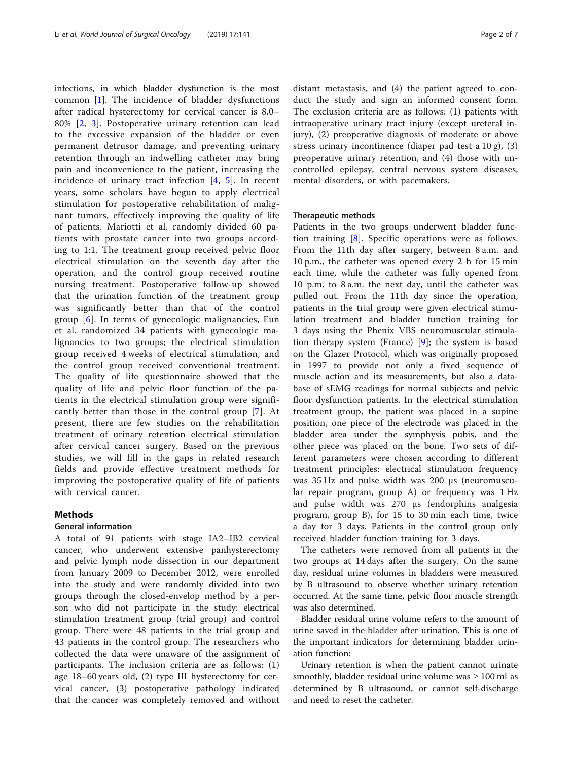infections, in which bladder dysfunction is the most common [1]. The incidence of bladder dysfunctions after radical hysterectomy for cervical cancer is 8.0–80% [2, 3]. Postoperative urinary retention can lead to the excessive expansion of the bladder or even permanent detrusor damage, and preventing urinary retention through an indwelling catheter may bring pain and inconvenience to the patient, increasing the incidence of urinary tract infection [4, 5]. In recent years, some scholars have begun to apply electrical stimulation for postoperative rehabilitation of malignant tumors, effectively improving the quality of life of patients. Mariotti et al. randomly divided 60 patients with prostate cancer into two groups according to 1:1. The treatment group received pelvic floor electrical stimulation on the seventh day after the operation, and the control group received routine nursing treatment. Postoperative follow-up showed that the urination function of the treatment group was significantly better than that of the control group [6]. In terms of gynecologic malignancies, Eun et al. randomized 34 patients with gynecologic malignancies to two groups; the electrical stimulation group received 4 weeks of electrical stimulation, and the control group received conventional treatment. The quality of life questionnaire showed that the quality of life and pelvic floor function of the patients in the electrical stimulation group were significantly better than those in the control group [7]. At present, there are few studies on the rehabilitation treatment of urinary retention electrical stimulation after cervical cancer surgery. Based on the previous studies, we will fill in the gaps in related research fields and provide effective treatment methods for improving the postoperative quality of life of patients with cervical cancer.

## Methods

### General information

A total of 91 patients with stage IA2–IB2 cervical cancer, who underwent extensive panhysterectomy and pelvic lymph node dissection in our department from January 2009 to December 2012, were enrolled into the study and were randomly divided into two groups through the closed-envelop method by a person who did not participate in the study: electrical stimulation treatment group (trial group) and control group. There were 48 patients in the trial group and 43 patients in the control group. The researchers who collected the data were unaware of the assignment of participants. The inclusion criteria are as follows: (1) age 18–60 years old, (2) type III hysterectomy for cervical cancer, (3) postoperative pathology indicated that the cancer was completely removed and without distant metastasis, and (4) the patient agreed to conduct the study and sign an informed consent form. The exclusion criteria are as follows: (1) patients with intraoperative urinary tract injury (except ureteral injury), (2) preoperative diagnosis of moderate or above stress urinary incontinence (diaper pad test a 10 g), (3) preoperative urinary retention, and (4) those with uncontrolled epilepsy, central nervous system diseases, mental disorders, or with pacemakers.

### Therapeutic methods

Patients in the two groups underwent bladder function training [8]. Specific operations were as follows. From the 11th day after surgery, between 8 a.m. and 10 p.m., the catheter was opened every 2 h for 15 min each time, while the catheter was fully opened from 10 p.m. to 8 a.m. the next day, until the catheter was pulled out. From the 11th day since the operation, patients in the trial group were given electrical stimulation treatment and bladder function training for 3 days using the Phenix VBS neuromuscular stimulation therapy system (France) [9]; the system is based on the Glazer Protocol, which was originally proposed in 1997 to provide not only a fixed sequence of muscle action and its measurements, but also a database of sEMG readings for normal subjects and pelvic floor dysfunction patients. In the electrical stimulation treatment group, the patient was placed in a supine position, one piece of the electrode was placed in the bladder area under the symphysis pubis, and the other piece was placed on the bone. Two sets of different parameters were chosen according to different treatment principles: electrical stimulation frequency was 35 Hz and pulse width was 200 μs (neuromuscular repair program, group A) or frequency was 1 Hz and pulse width was 270 μs (endorphins analgesia program, group B), for 15 to 30 min each time, twice a day for 3 days. Patients in the control group only received bladder function training for 3 days.

The catheters were removed from all patients in the two groups at 14 days after the surgery. On the same day, residual urine volumes in bladders were measured by B ultrasound to observe whether urinary retention occurred. At the same time, pelvic floor muscle strength was also determined.

Bladder residual urine volume refers to the amount of urine saved in the bladder after urination. This is one of the important indicators for determining bladder urination function:

Urinary retention is when the patient cannot urinate smoothly, bladder residual urine volume was ≥ 100 ml as determined by B ultrasound, or cannot self-discharge and need to reset the catheter.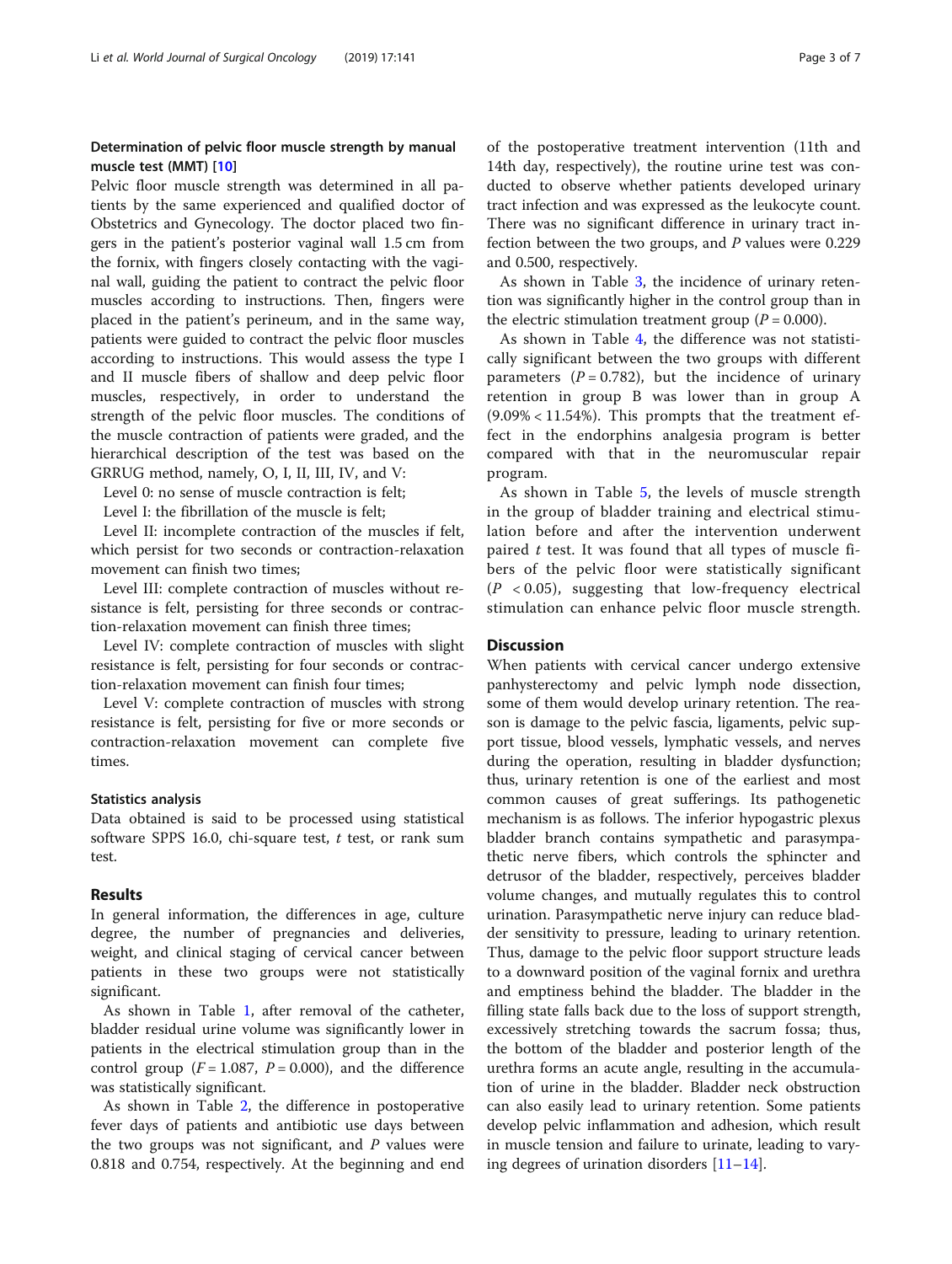### Determination of pelvic floor muscle strength by manual muscle test (MMT) [10]

Pelvic floor muscle strength was determined in all patients by the same experienced and qualified doctor of Obstetrics and Gynecology. The doctor placed two fingers in the patient's posterior vaginal wall 1.5 cm from the fornix, with fingers closely contacting with the vaginal wall, guiding the patient to contract the pelvic floor muscles according to instructions. Then, fingers were placed in the patient's perineum, and in the same way, patients were guided to contract the pelvic floor muscles according to instructions. This would assess the type I and II muscle fibers of shallow and deep pelvic floor muscles, respectively, in order to understand the strength of the pelvic floor muscles. The conditions of the muscle contraction of patients were graded, and the hierarchical description of the test was based on the GRRUG method, namely, O, I, II, III, IV, and V:

Level 0: no sense of muscle contraction is felt;

Level I: the fibrillation of the muscle is felt;

Level II: incomplete contraction of the muscles if felt, which persist for two seconds or contraction-relaxation movement can finish two times;

Level III: complete contraction of muscles without resistance is felt, persisting for three seconds or contraction-relaxation movement can finish three times;

Level IV: complete contraction of muscles with slight resistance is felt, persisting for four seconds or contraction-relaxation movement can finish four times;

Level V: complete contraction of muscles with strong resistance is felt, persisting for five or more seconds or contraction-relaxation movement can complete five times.

### Statistics analysis

Data obtained is said to be processed using statistical software SPPS 16.0, chi-square test, *t* test, or rank sum test.

## Results

In general information, the differences in age, culture degree, the number of pregnancies and deliveries, weight, and clinical staging of cervical cancer between patients in these two groups were not statistically significant.

As shown in Table 1, after removal of the catheter, bladder residual urine volume was significantly lower in patients in the electrical stimulation group than in the control group ($F = 1.087$, $P = 0.000$), and the difference was statistically significant.

As shown in Table 2, the difference in postoperative fever days of patients and antibiotic use days between the two groups was not significant, and *P* values were 0.818 and 0.754, respectively. At the beginning and end of the postoperative treatment intervention (11th and 14th day, respectively), the routine urine test was conducted to observe whether patients developed urinary tract infection and was expressed as the leukocyte count. There was no significant difference in urinary tract infection between the two groups, and *P* values were 0.229 and 0.500, respectively.

As shown in Table 3, the incidence of urinary retention was significantly higher in the control group than in the electric stimulation treatment group ($P = 0.000$).

As shown in Table 4, the difference was not statistically significant between the two groups with different parameters ($P = 0.782$), but the incidence of urinary retention in group B was lower than in group A ($9.09\% < 11.54\%$). This prompts that the treatment effect in the endorphins analgesia program is better compared with that in the neuromuscular repair program.

As shown in Table 5, the levels of muscle strength in the group of bladder training and electrical stimulation before and after the intervention underwent paired *t* test. It was found that all types of muscle fibers of the pelvic floor were statistically significant ($P < 0.05$), suggesting that low-frequency electrical stimulation can enhance pelvic floor muscle strength.

## Discussion

When patients with cervical cancer undergo extensive panhysterectomy and pelvic lymph node dissection, some of them would develop urinary retention. The reason is damage to the pelvic fascia, ligaments, pelvic support tissue, blood vessels, lymphatic vessels, and nerves during the operation, resulting in bladder dysfunction; thus, urinary retention is one of the earliest and most common causes of great sufferings. Its pathogenetic mechanism is as follows. The inferior hypogastric plexus bladder branch contains sympathetic and parasympathetic nerve fibers, which controls the sphincter and detrusor of the bladder, respectively, perceives bladder volume changes, and mutually regulates this to control urination. Parasympathetic nerve injury can reduce bladder sensitivity to pressure, leading to urinary retention. Thus, damage to the pelvic floor support structure leads to a downward position of the vaginal fornix and urethra and emptiness behind the bladder. The bladder in the filling state falls back due to the loss of support strength, excessively stretching towards the sacrum fossa; thus, the bottom of the bladder and posterior length of the urethra forms an acute angle, resulting in the accumulation of urine in the bladder. Bladder neck obstruction can also easily lead to urinary retention. Some patients develop pelvic inflammation and adhesion, which result in muscle tension and failure to urinate, leading to varying degrees of urination disorders [11–14].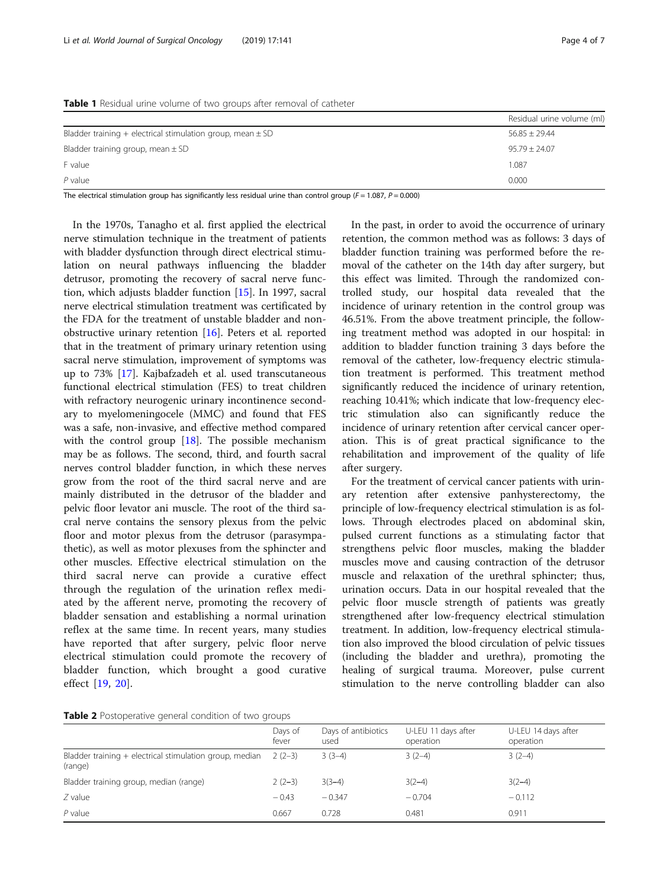**Table 1** Residual urine volume of two groups after removal of catheter

| | Residual urine volume (ml) |
|---|---|
| Bladder training + electrical stimulation group, mean ± SD | 56.85 ± 29.44 |
| Bladder training group, mean ± SD | 95.79 ± 24.07 |
| F value | 1.087 |
| *P* value | 0.000 |

The electrical stimulation group has significantly less residual urine than control group ($F = 1.087$, $P = 0.000$)

In the 1970s, Tanagho et al. first applied the electrical nerve stimulation technique in the treatment of patients with bladder dysfunction through direct electrical stimulation on neural pathways influencing the bladder detrusor, promoting the recovery of sacral nerve function, which adjusts bladder function [15]. In 1997, sacral nerve electrical stimulation treatment was certificated by the FDA for the treatment of unstable bladder and non-obstructive urinary retention [16]. Peters et al. reported that in the treatment of primary urinary retention using sacral nerve stimulation, improvement of symptoms was up to 73% [17]. Kajbafzadeh et al. used transcutaneous functional electrical stimulation (FES) to treat children with refractory neurogenic urinary incontinence secondary to myelomeningocele (MMC) and found that FES was a safe, non-invasive, and effective method compared with the control group [18]. The possible mechanism may be as follows. The second, third, and fourth sacral nerves control bladder function, in which these nerves grow from the root of the third sacral nerve and are mainly distributed in the detrusor of the bladder and pelvic floor levator ani muscle. The root of the third sacral nerve contains the sensory plexus from the pelvic floor and motor plexus from the detrusor (parasympathetic), as well as motor plexuses from the sphincter and other muscles. Effective electrical stimulation on the third sacral nerve can provide a curative effect through the regulation of the urination reflex mediated by the afferent nerve, promoting the recovery of bladder sensation and establishing a normal urination reflex at the same time. In recent years, many studies have reported that after surgery, pelvic floor nerve electrical stimulation could promote the recovery of bladder function, which brought a good curative effect [19, 20].

In the past, in order to avoid the occurrence of urinary retention, the common method was as follows: 3 days of bladder function training was performed before the removal of the catheter on the 14th day after surgery, but this effect was limited. Through the randomized controlled study, our hospital data revealed that the incidence of urinary retention in the control group was 46.51%. From the above treatment principle, the following treatment method was adopted in our hospital: in addition to bladder function training 3 days before the removal of the catheter, low-frequency electric stimulation treatment is performed. This treatment method significantly reduced the incidence of urinary retention, reaching 10.41%; which indicate that low-frequency electric stimulation also can significantly reduce the incidence of urinary retention after cervical cancer operation. This is of great practical significance to the rehabilitation and improvement of the quality of life after surgery.

For the treatment of cervical cancer patients with urinary retention after extensive panhysterectomy, the principle of low-frequency electrical stimulation is as follows. Through electrodes placed on abdominal skin, pulsed current functions as a stimulating factor that strengthens pelvic floor muscles, making the bladder muscles move and causing contraction of the detrusor muscle and relaxation of the urethral sphincter; thus, urination occurs. Data in our hospital revealed that the pelvic floor muscle strength of patients was greatly strengthened after low-frequency electrical stimulation treatment. In addition, low-frequency electrical stimulation also improved the blood circulation of pelvic tissues (including the bladder and urethra), promoting the healing of surgical trauma. Moreover, pulse current stimulation to the nerve controlling bladder can also

**Table 2** Postoperative general condition of two groups

| | Days of fever | Days of antibiotics used | U-LEU 11 days after operation | U-LEU 14 days after operation |
|---|---|---|---|---|
| Bladder training + electrical stimulation group, median (range) | 2 (2–3) | 3 (3–4) | 3 (2–4) | 3 (2–4) |
| Bladder training group, median (range) | 2 (2–3) | 3(3–4) | 3(2–4) | 3(2–4) |
| *Z* value | − 0.43 | − 0.347 | − 0.704 | − 0.112 |
| *P* value | 0.667 | 0.728 | 0.481 | 0.911 |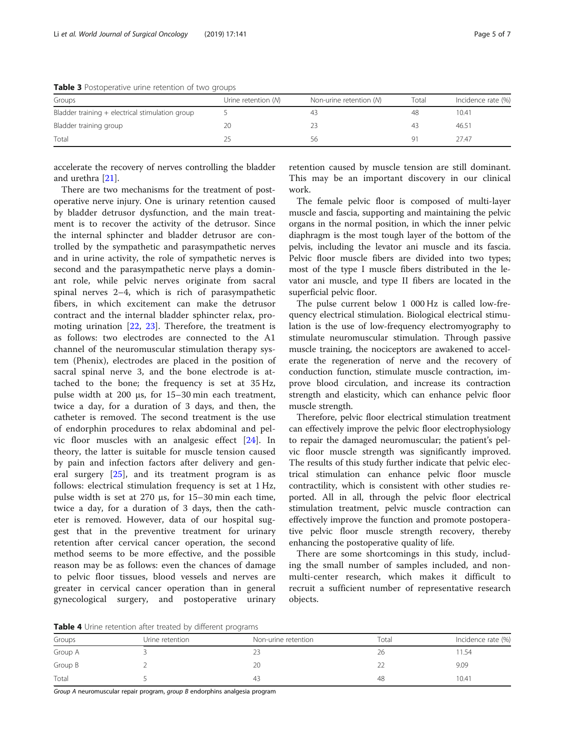**Table 3** Postoperative urine retention of two groups

| Groups | Urine retention (*N*) | Non-urine retention (*N*) | Total | Incidence rate (%) |
| --- | --- | --- | --- | --- |
| Bladder training + electrical stimulation group | 5 | 43 | 48 | 10.41 |
| Bladder training group | 20 | 23 | 43 | 46.51 |
| Total | 25 | 56 | 91 | 27.47 |

accelerate the recovery of nerves controlling the bladder and urethra [21].

There are two mechanisms for the treatment of postoperative nerve injury. One is urinary retention caused by bladder detrusor dysfunction, and the main treatment is to recover the activity of the detrusor. Since the internal sphincter and bladder detrusor are controlled by the sympathetic and parasympathetic nerves and in urine activity, the role of sympathetic nerves is second and the parasympathetic nerve plays a dominant role, while pelvic nerves originate from sacral spinal nerves 2–4, which is rich of parasympathetic fibers, in which excitement can make the detrusor contract and the internal bladder sphincter relax, promoting urination [22, 23]. Therefore, the treatment is as follows: two electrodes are connected to the A1 channel of the neuromuscular stimulation therapy system (Phenix), electrodes are placed in the position of sacral spinal nerve 3, and the bone electrode is attached to the bone; the frequency is set at 35 Hz, pulse width at 200 μs, for 15–30 min each treatment, twice a day, for a duration of 3 days, and then, the catheter is removed. The second treatment is the use of endorphin procedures to relax abdominal and pelvic floor muscles with an analgesic effect [24]. In theory, the latter is suitable for muscle tension caused by pain and infection factors after delivery and general surgery [25], and its treatment program is as follows: electrical stimulation frequency is set at 1 Hz, pulse width is set at 270 μs, for 15–30 min each time, twice a day, for a duration of 3 days, then the catheter is removed. However, data of our hospital suggest that in the preventive treatment for urinary retention after cervical cancer operation, the second method seems to be more effective, and the possible reason may be as follows: even the chances of damage to pelvic floor tissues, blood vessels and nerves are greater in cervical cancer operation than in general gynecological surgery, and postoperative urinary retention caused by muscle tension are still dominant. This may be an important discovery in our clinical work.

The female pelvic floor is composed of multi-layer muscle and fascia, supporting and maintaining the pelvic organs in the normal position, in which the inner pelvic diaphragm is the most tough layer of the bottom of the pelvis, including the levator ani muscle and its fascia. Pelvic floor muscle fibers are divided into two types; most of the type I muscle fibers distributed in the levator ani muscle, and type II fibers are located in the superficial pelvic floor.

The pulse current below 1 000 Hz is called low-frequency electrical stimulation. Biological electrical stimulation is the use of low-frequency electromyography to stimulate neuromuscular stimulation. Through passive muscle training, the nociceptors are awakened to accelerate the regeneration of nerve and the recovery of conduction function, stimulate muscle contraction, improve blood circulation, and increase its contraction strength and elasticity, which can enhance pelvic floor muscle strength.

Therefore, pelvic floor electrical stimulation treatment can effectively improve the pelvic floor electrophysiology to repair the damaged neuromuscular; the patient's pelvic floor muscle strength was significantly improved. The results of this study further indicate that pelvic electrical stimulation can enhance pelvic floor muscle contractility, which is consistent with other studies reported. All in all, through the pelvic floor electrical stimulation treatment, pelvic muscle contraction can effectively improve the function and promote postoperative pelvic floor muscle strength recovery, thereby enhancing the postoperative quality of life.

There are some shortcomings in this study, including the small number of samples included, and non-multi-center research, which makes it difficult to recruit a sufficient number of representative research objects.

**Table 4** Urine retention after treated by different programs

| Groups | Urine retention | Non-urine retention | Total | Incidence rate (%) |
| --- | --- | --- | --- | --- |
| Group A | 3 | 23 | 26 | 11.54 |
| Group B | 2 | 20 | 22 | 9.09 |
| Total | 5 | 43 | 48 | 10.41 |

*Group A* neuromuscular repair program, *group B* endorphins analgesia program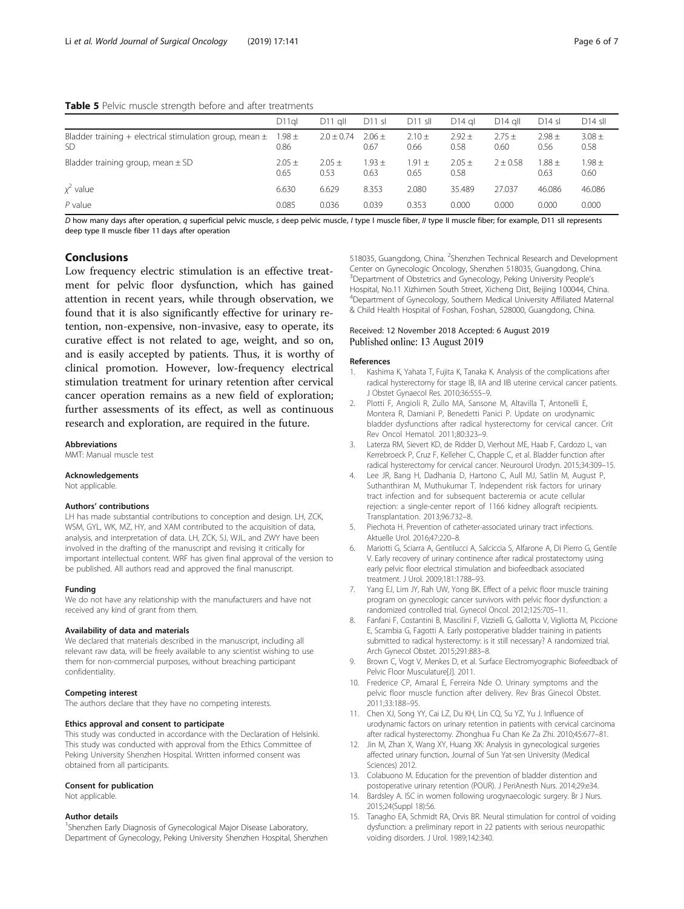**Table 5** Pelvic muscle strength before and after treatments

| | D11qI | D11 qII | D11 sI | D11 sII | D14 qI | D14 qII | D14 sI | D14 sII |
|---|---|---|---|---|---|---|---|---|
| Bladder training + electrical stimulation group, mean ± SD | 1.98 ± 0.86 | 2.0 ± 0.74 | 2.06 ± 0.67 | 2.10 ± 0.66 | 2.92 ± 0.58 | 2.75 ± 0.60 | 2.98 ± 0.56 | 3.08 ± 0.58 |
| Bladder training group, mean ± SD | 2.05 ± 0.65 | 2.05 ± 0.53 | 1.93 ± 0.63 | 1.91 ± 0.65 | 2.05 ± 0.58 | 2 ± 0.58 | 1.88 ± 0.63 | 1.98 ± 0.60 |
| $\chi^2$ value | 6.630 | 6.629 | 8.353 | 2.080 | 35.489 | 27.037 | 46.086 | 46.086 |
| *P* value | 0.085 | 0.036 | 0.039 | 0.353 | 0.000 | 0.000 | 0.000 | 0.000 |

*D* how many days after operation, *q* superficial pelvic muscle, *s* deep pelvic muscle, *I* type I muscle fiber, *II* type II muscle fiber; for example, D11 sII represents deep type II muscle fiber 11 days after operation

## Conclusions

Low frequency electric stimulation is an effective treatment for pelvic floor dysfunction, which has gained attention in recent years, while through observation, we found that it is also significantly effective for urinary retention, non-expensive, non-invasive, easy to operate, its curative effect is not related to age, weight, and so on, and is easily accepted by patients. Thus, it is worthy of clinical promotion. However, low-frequency electrical stimulation treatment for urinary retention after cervical cancer operation remains as a new field of exploration; further assessments of its effect, as well as continuous research and exploration, are required in the future.

#### Abbreviations
MMT: Manual muscle test

#### Acknowledgements
Not applicable.

#### Authors' contributions
LH has made substantial contributions to conception and design. LH, ZCK, WSM, GYL, WK, MZ, HY, and XAM contributed to the acquisition of data, analysis, and interpretation of data. LH, ZCK, SJ, WJL, and ZWY have been involved in the drafting of the manuscript and revising it critically for important intellectual content. WRF has given final approval of the version to be published. All authors read and approved the final manuscript.

#### Funding
We do not have any relationship with the manufacturers and have not received any kind of grant from them.

#### Availability of data and materials
We declared that materials described in the manuscript, including all relevant raw data, will be freely available to any scientist wishing to use them for non-commercial purposes, without breaching participant confidentiality.

#### Competing interest
The authors declare that they have no competing interests.

#### Ethics approval and consent to participate
This study was conducted in accordance with the Declaration of Helsinki. This study was conducted with approval from the Ethics Committee of Peking University Shenzhen Hospital. Written informed consent was obtained from all participants.

#### Consent for publication
Not applicable.

#### Author details
[1]Shenzhen Early Diagnosis of Gynecological Major Disease Laboratory, Department of Gynecology, Peking University Shenzhen Hospital, Shenzhen 518035, Guangdong, China. [2]Shenzhen Technical Research and Development Center on Gynecologic Oncology, Shenzhen 518035, Guangdong, China. [3]Department of Obstetrics and Gynecology, Peking University People's Hospital, No.11 Xizhimen South Street, Xicheng Dist, Beijing 100044, China. [4]Department of Gynecology, Southern Medical University Affiliated Maternal & Child Health Hospital of Foshan, Foshan, 528000, Guangdong, China.

Received: 12 November 2018 Accepted: 6 August 2019
Published online: 13 August 2019

#### References

1. Kashima K, Yahata T, Fujita K, Tanaka K. Analysis of the complications after radical hysterectomy for stage IB, IIA and IIB uterine cervical cancer patients. J Obstet Gynaecol Res. 2010;36:555–9.
2. Plotti F, Angioli R, Zullo MA, Sansone M, Altavilla T, Antonelli E, Montera R, Damiani P, Benedetti Panici P. Update on urodynamic bladder dysfunctions after radical hysterectomy for cervical cancer. Crit Rev Oncol Hematol. 2011;80:323–9.
3. Laterza RM, Sievert KD, de Ridder D, Vierhout ME, Haab F, Cardozo L, van Kerrebroeck P, Cruz F, Kelleher C, Chapple C, et al. Bladder function after radical hysterectomy for cervical cancer. Neurourol Urodyn. 2015;34:309–15.
4. Lee JR, Bang H, Dadhania D, Hartono C, Aull MJ, Satlin M, August P, Suthanthiran M, Muthukumar T. Independent risk factors for urinary tract infection and for subsequent bacteremia or acute cellular rejection: a single-center report of 1166 kidney allograft recipients. Transplantation. 2013;96:732–8.
5. Piechota H. Prevention of catheter-associated urinary tract infections. Aktuelle Urol. 2016;47:220–8.
6. Mariotti G, Sciarra A, Gentilucci A, Salciccia S, Alfarone A, Di Pierro G, Gentile V. Early recovery of urinary continence after radical prostatectomy using early pelvic floor electrical stimulation and biofeedback associated treatment. J Urol. 2009;181:1788–93.
7. Yang EJ, Lim JY, Rah UW, Yong BK. Effect of a pelvic floor muscle training program on gynecologic cancer survivors with pelvic floor dysfunction: a randomized controlled trial. Gynecol Oncol. 2012;125:705–11.
8. Fanfani F, Costantini B, Mascilini F, Vizzielli G, Gallotta V, Vigliotta M, Piccione E, Scambia G, Fagotti A. Early postoperative bladder training in patients submitted to radical hysterectomy: is it still necessary? A randomized trial. Arch Gynecol Obstet. 2015;291:883–8.
9. Brown C, Vogt V, Menkes D, et al. Surface Electromyographic Biofeedback of Pelvic Floor Musculature[J]. 2011.
10. Frederice CP, Amaral E, Ferreira Nde O. Urinary symptoms and the pelvic floor muscle function after delivery. Rev Bras Ginecol Obstet. 2011;33:188–95.
11. Chen XJ, Song YY, Cai LZ, Du KH, Lin CQ, Su YZ, Yu J. Influence of urodynamic factors on urinary retention in patients with cervical carcinoma after radical hysterectomy. Zhonghua Fu Chan Ke Za Zhi. 2010;45:677–81.
12. Jin M, Zhan X, Wang XY, Huang XK: Analysis in gynecological surgeries affected urinary function. Journal of Sun Yat-sen University (Medical Sciences) 2012.
13. Colabuono M. Education for the prevention of bladder distention and postoperative urinary retention (POUR). J PeriAnesth Nurs. 2014;29:e34.
14. Bardsley A. ISC in women following urogynaecologic surgery. Br J Nurs. 2015;24(Suppl 18):S6.
15. Tanagho EA, Schmidt RA, Orvis BR. Neural stimulation for control of voiding dysfunction: a preliminary report in 22 patients with serious neuropathic voiding disorders. J Urol. 1989;142:340.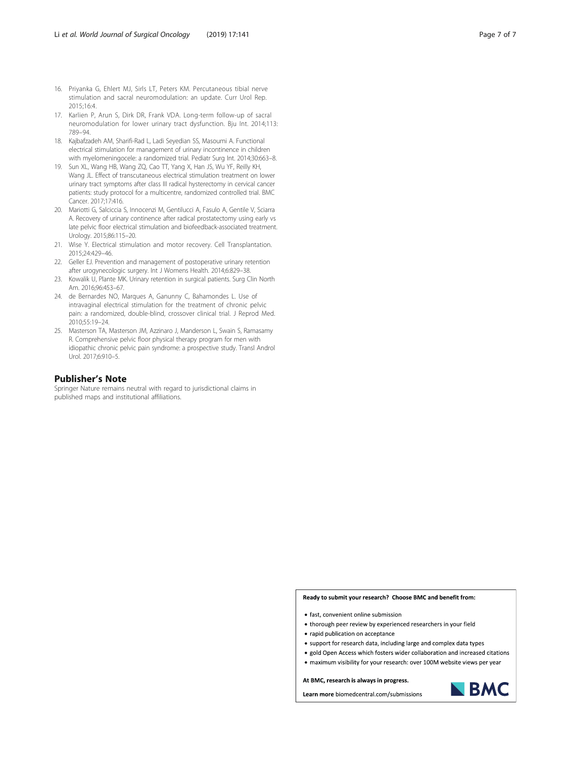16. Priyanka G, Ehlert MJ, Sirls LT, Peters KM. Percutaneous tibial nerve stimulation and sacral neuromodulation: an update. Curr Urol Rep. 2015;16:4.
17. Karlien P, Arun S, Dirk DR, Frank VDA. Long-term follow-up of sacral neuromodulation for lower urinary tract dysfunction. Bju Int. 2014;113: 789–94.
18. Kajbafzadeh AM, Sharifi-Rad L, Ladi Seyedian SS, Masoumi A. Functional electrical stimulation for management of urinary incontinence in children with myelomeningocele: a randomized trial. Pediatr Surg Int. 2014;30:663–8.
19. Sun XL, Wang HB, Wang ZQ, Cao TT, Yang X, Han JS, Wu YF, Reilly KH, Wang JL. Effect of transcutaneous electrical stimulation treatment on lower urinary tract symptoms after class III radical hysterectomy in cervical cancer patients: study protocol for a multicentre, randomized controlled trial. BMC Cancer. 2017;17:416.
20. Mariotti G, Salciccia S, Innocenzi M, Gentilucci A, Fasulo A, Gentile V, Sciarra A. Recovery of urinary continence after radical prostatectomy using early vs late pelvic floor electrical stimulation and biofeedback-associated treatment. Urology. 2015;86:115–20.
21. Wise Y. Electrical stimulation and motor recovery. Cell Transplantation. 2015;24:429–46.
22. Geller EJ. Prevention and management of postoperative urinary retention after urogynecologic surgery. Int J Womens Health. 2014;6:829–38.
23. Kowalik U, Plante MK. Urinary retention in surgical patients. Surg Clin North Am. 2016;96:453–67.
24. de Bernardes NO, Marques A, Ganunny C, Bahamondes L. Use of intravaginal electrical stimulation for the treatment of chronic pelvic pain: a randomized, double-blind, crossover clinical trial. J Reprod Med. 2010;55:19–24.
25. Masterson TA, Masterson JM, Azzinaro J, Manderson L, Swain S, Ramasamy R. Comprehensive pelvic floor physical therapy program for men with idiopathic chronic pelvic pain syndrome: a prospective study. Transl Androl Urol. 2017;6:910–5.

## Publisher's Note

Springer Nature remains neutral with regard to jurisdictional claims in published maps and institutional affiliations.

**Ready to submit your research? Choose BMC and benefit from:**

- fast, convenient online submission
- thorough peer review by experienced researchers in your field
- rapid publication on acceptance
- support for research data, including large and complex data types
- gold Open Access which fosters wider collaboration and increased citations
- maximum visibility for your research: over 100M website views per year

**At BMC, research is always in progress.**

**Learn more** biomedcentral.com/submissions

BMC